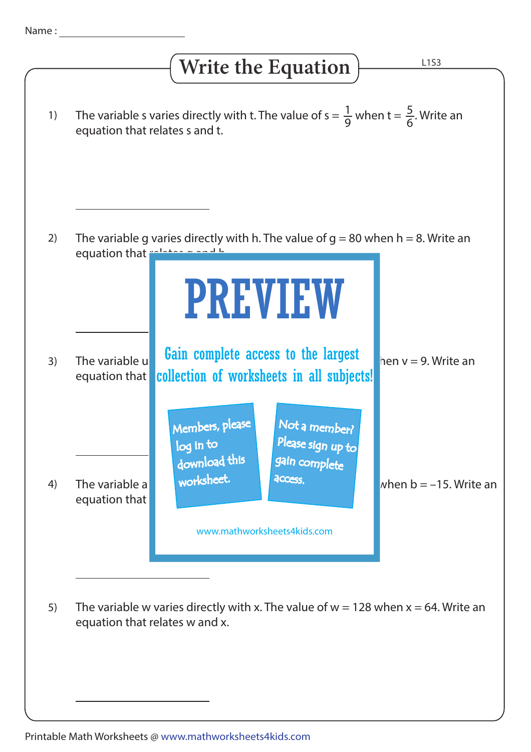Name : ____________________

# Write the Equation

L1S3

1) The variable s varies directly with t. The value of $s = \frac{1}{9}$ when $t = \frac{5}{6}$. Write an equation that relates s and t.

____________________

2) The variable g varies directly with h. The value of g = 80 when h = 8. Write an equation that relates g and h.

____________________

3) The variable u ... when v = 9. Write an equation that ...

____________________

4) The variable a ... when b = –15. Write an equation that ...

____________________

PREVIEW

Gain complete access to the largest collection of worksheets in all subjects!

Members, please log in to download this worksheet.

Not a member? Please sign up to gain complete access.

www.mathworksheets4kids.com

5) The variable w varies directly with x. The value of w = 128 when x = 64. Write an equation that relates w and x.

____________________

Printable Math Worksheets @ www.mathworksheets4kids.com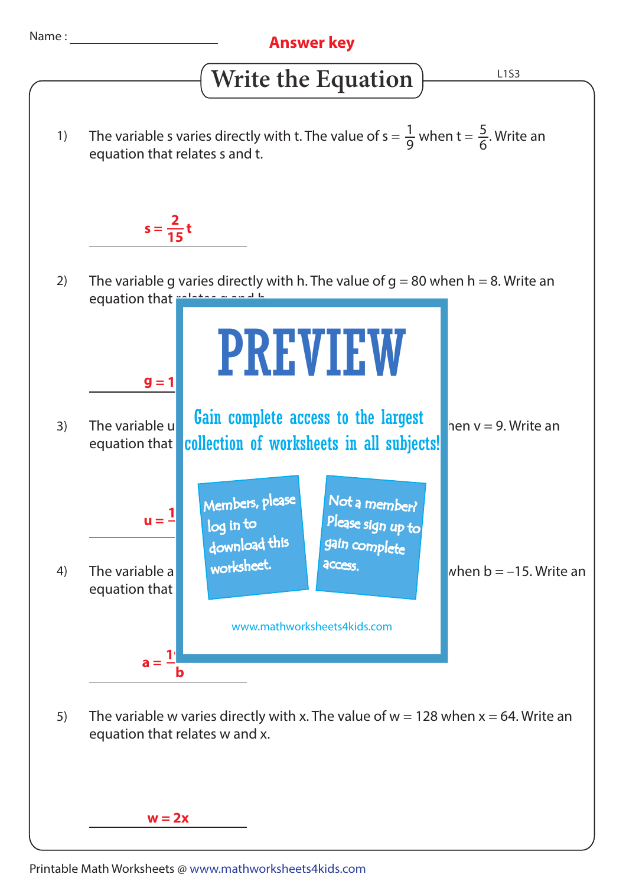Name : ______________________

**Answer key**

# Write the Equation

L1S3

1) The variable s varies directly with t. The value of $s = \frac{1}{9}$ when $t = \frac{5}{6}$. Write an equation that relates s and t.

$s = \frac{2}{15}t$

2) The variable g varies directly with h. The value of g = 80 when h = 8. Write an equation that relates g and h.

g = 1

3) The variable u

hen v = 9. Write an equation that

u = 1

4) The variable a

when b = –15. Write an equation that

a = 1 b

5) The variable w varies directly with x. The value of w = 128 when x = 64. Write an equation that relates w and x.

$w = 2x$

PREVIEW

Gain complete access to the largest collection of worksheets in all subjects!

Members, please log in to download this worksheet.

Not a member? Please sign up to gain complete access.

www.mathworksheets4kids.com

Printable Math Worksheets @ www.mathworksheets4kids.com